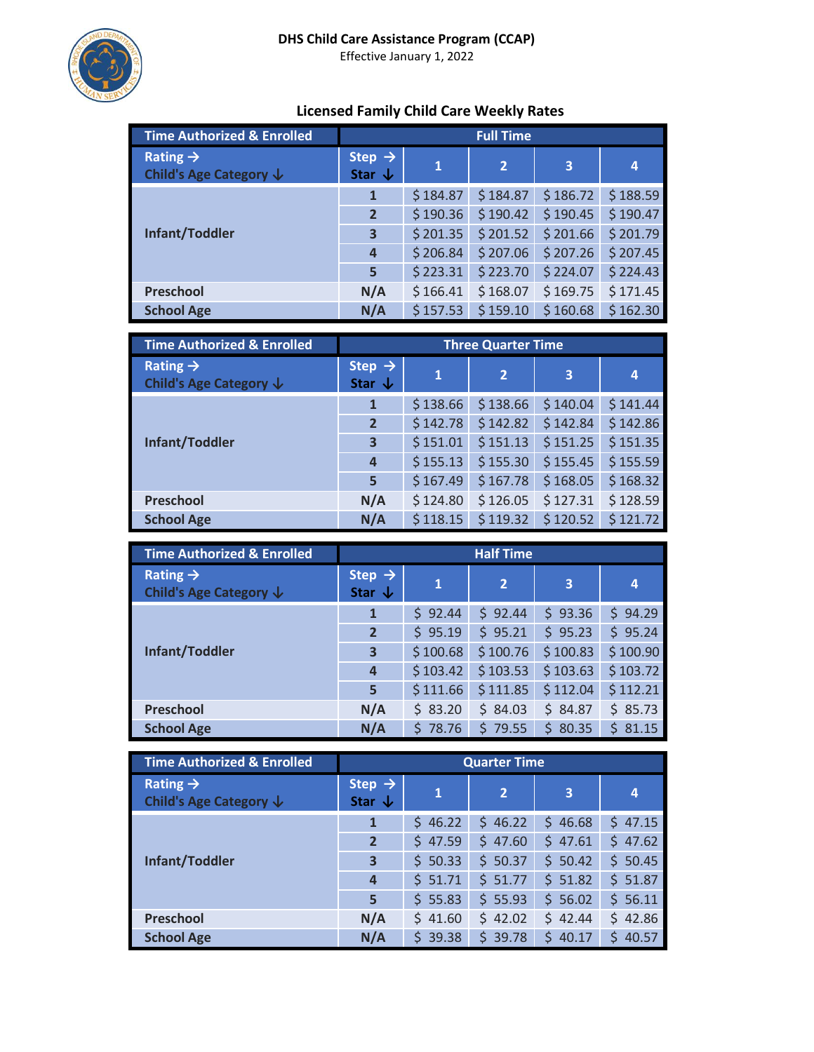# DHS Child Care Assistance Program (CCAP)

Effective January 1, 2022

## Licensed Family Child Care Weekly Rates

| Time Authorized & Enrolled | Full Time | | | | |
|---|---|---|---|---|---|
| Rating → Child's Age Category ↓ | Step → Star ↓ | 1 | 2 | 3 | 4 |
| Infant/Toddler | 1 | $ 184.87 | $ 184.87 | $ 186.72 | $ 188.59 |
| | 2 | $ 190.36 | $ 190.42 | $ 190.45 | $ 190.47 |
| | 3 | $ 201.35 | $ 201.52 | $ 201.66 | $ 201.79 |
| | 4 | $ 206.84 | $ 207.06 | $ 207.26 | $ 207.45 |
| | 5 | $ 223.31 | $ 223.70 | $ 224.07 | $ 224.43 |
| Preschool | N/A | $ 166.41 | $ 168.07 | $ 169.75 | $ 171.45 |
| School Age | N/A | $ 157.53 | $ 159.10 | $ 160.68 | $ 162.30 |

| Time Authorized & Enrolled | Three Quarter Time | | | | |
|---|---|---|---|---|---|
| Rating → Child's Age Category ↓ | Step → Star ↓ | 1 | 2 | 3 | 4 |
| Infant/Toddler | 1 | $ 138.66 | $ 138.66 | $ 140.04 | $ 141.44 |
| | 2 | $ 142.78 | $ 142.82 | $ 142.84 | $ 142.86 |
| | 3 | $ 151.01 | $ 151.13 | $ 151.25 | $ 151.35 |
| | 4 | $ 155.13 | $ 155.30 | $ 155.45 | $ 155.59 |
| | 5 | $ 167.49 | $ 167.78 | $ 168.05 | $ 168.32 |
| Preschool | N/A | $ 124.80 | $ 126.05 | $ 127.31 | $ 128.59 |
| School Age | N/A | $ 118.15 | $ 119.32 | $ 120.52 | $ 121.72 |

| Time Authorized & Enrolled | Half Time | | | | |
|---|---|---|---|---|---|
| Rating → Child's Age Category ↓ | Step → Star ↓ | 1 | 2 | 3 | 4 |
| Infant/Toddler | 1 | $ 92.44 | $ 92.44 | $ 93.36 | $ 94.29 |
| | 2 | $ 95.19 | $ 95.21 | $ 95.23 | $ 95.24 |
| | 3 | $ 100.68 | $ 100.76 | $ 100.83 | $ 100.90 |
| | 4 | $ 103.42 | $ 103.53 | $ 103.63 | $ 103.72 |
| | 5 | $ 111.66 | $ 111.85 | $ 112.04 | $ 112.21 |
| Preschool | N/A | $ 83.20 | $ 84.03 | $ 84.87 | $ 85.73 |
| School Age | N/A | $ 78.76 | $ 79.55 | $ 80.35 | $ 81.15 |

| Time Authorized & Enrolled | Quarter Time | | | | |
|---|---|---|---|---|---|
| Rating → Child's Age Category ↓ | Step → Star ↓ | 1 | 2 | 3 | 4 |
| Infant/Toddler | 1 | $ 46.22 | $ 46.22 | $ 46.68 | $ 47.15 |
| | 2 | $ 47.59 | $ 47.60 | $ 47.61 | $ 47.62 |
| | 3 | $ 50.33 | $ 50.37 | $ 50.42 | $ 50.45 |
| | 4 | $ 51.71 | $ 51.77 | $ 51.82 | $ 51.87 |
| | 5 | $ 55.83 | $ 55.93 | $ 56.02 | $ 56.11 |
| Preschool | N/A | $ 41.60 | $ 42.02 | $ 42.44 | $ 42.86 |
| School Age | N/A | $ 39.38 | $ 39.78 | $ 40.17 | $ 40.57 |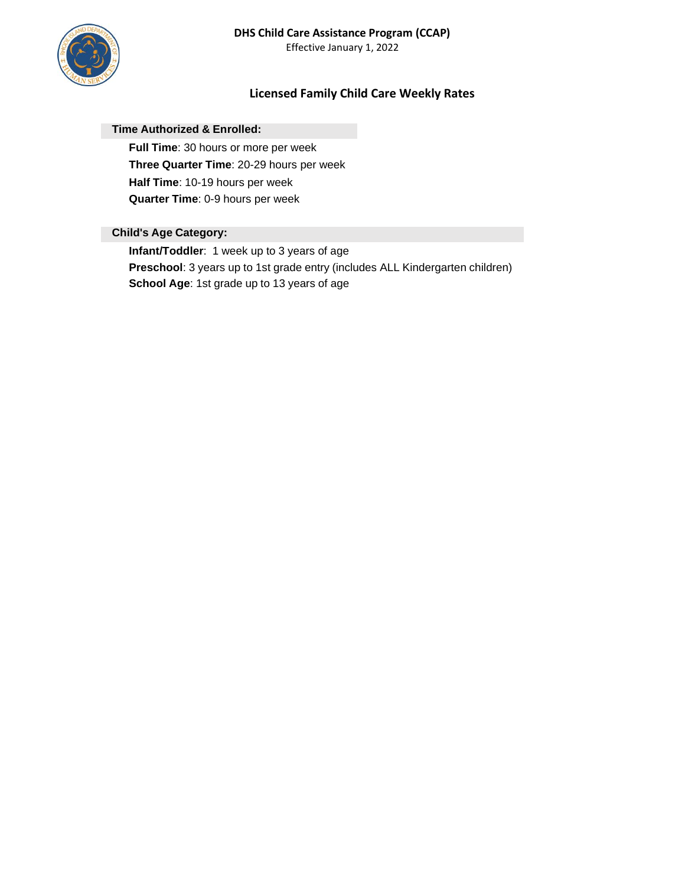**DHS Child Care Assistance Program (CCAP)**

Effective January 1, 2022

## Licensed Family Child Care Weekly Rates

**Time Authorized & Enrolled:**

- **Full Time**: 30 hours or more per week
- **Three Quarter Time**: 20-29 hours per week
- **Half Time**: 10-19 hours per week
- **Quarter Time**: 0-9 hours per week

**Child's Age Category:**

- **Infant/Toddler**: 1 week up to 3 years of age
- **Preschool**: 3 years up to 1st grade entry (includes ALL Kindergarten children)
- **School Age**: 1st grade up to 13 years of age